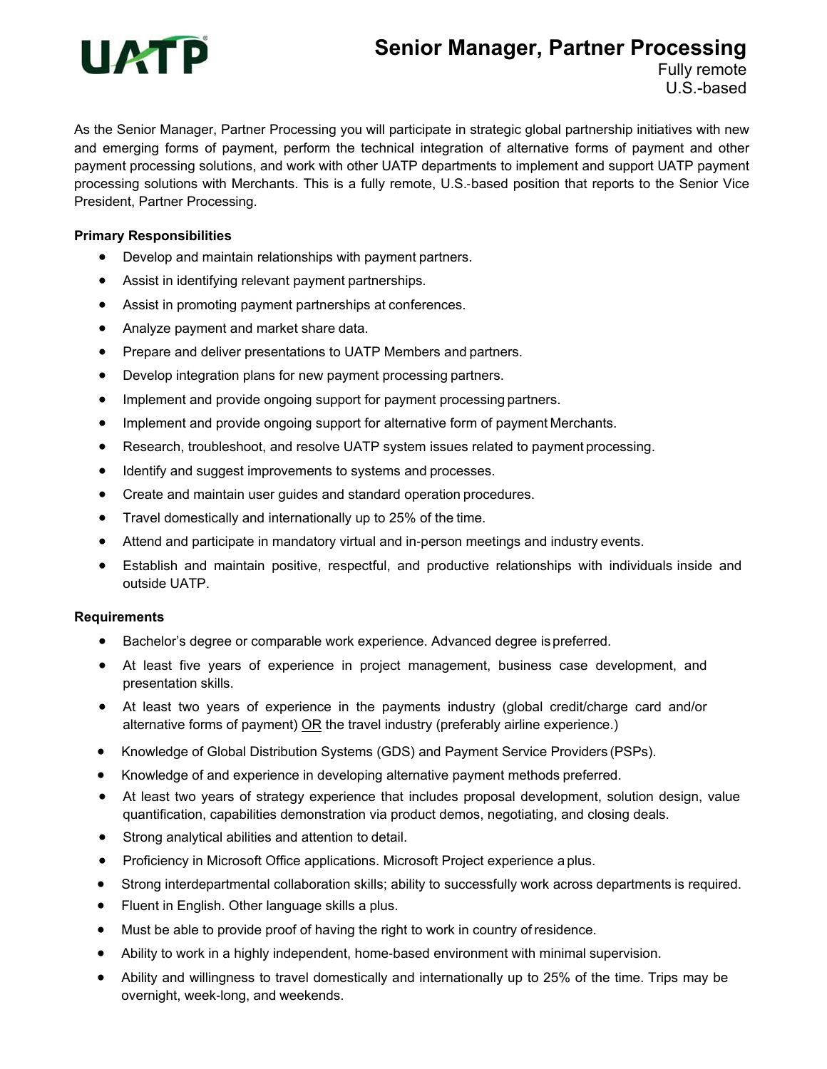# Senior Manager, Partner Processing

Fully remote
U.S.-based

As the Senior Manager, Partner Processing you will participate in strategic global partnership initiatives with new and emerging forms of payment, perform the technical integration of alternative forms of payment and other payment processing solutions, and work with other UATP departments to implement and support UATP payment processing solutions with Merchants. This is a fully remote, U.S.-based position that reports to the Senior Vice President, Partner Processing.

**Primary Responsibilities**

- Develop and maintain relationships with payment partners.
- Assist in identifying relevant payment partnerships.
- Assist in promoting payment partnerships at conferences.
- Analyze payment and market share data.
- Prepare and deliver presentations to UATP Members and partners.
- Develop integration plans for new payment processing partners.
- Implement and provide ongoing support for payment processing partners.
- Implement and provide ongoing support for alternative form of payment Merchants.
- Research, troubleshoot, and resolve UATP system issues related to payment processing.
- Identify and suggest improvements to systems and processes.
- Create and maintain user guides and standard operation procedures.
- Travel domestically and internationally up to 25% of the time.
- Attend and participate in mandatory virtual and in-person meetings and industry events.
- Establish and maintain positive, respectful, and productive relationships with individuals inside and outside UATP.

**Requirements**

- Bachelor's degree or comparable work experience. Advanced degree is preferred.
- At least five years of experience in project management, business case development, and presentation skills.
- At least two years of experience in the payments industry (global credit/charge card and/or alternative forms of payment) OR the travel industry (preferably airline experience.)
- Knowledge of Global Distribution Systems (GDS) and Payment Service Providers (PSPs).
- Knowledge of and experience in developing alternative payment methods preferred.
- At least two years of strategy experience that includes proposal development, solution design, value quantification, capabilities demonstration via product demos, negotiating, and closing deals.
- Strong analytical abilities and attention to detail.
- Proficiency in Microsoft Office applications. Microsoft Project experience a plus.
- Strong interdepartmental collaboration skills; ability to successfully work across departments is required.
- Fluent in English. Other language skills a plus.
- Must be able to provide proof of having the right to work in country of residence.
- Ability to work in a highly independent, home-based environment with minimal supervision.
- Ability and willingness to travel domestically and internationally up to 25% of the time. Trips may be overnight, week-long, and weekends.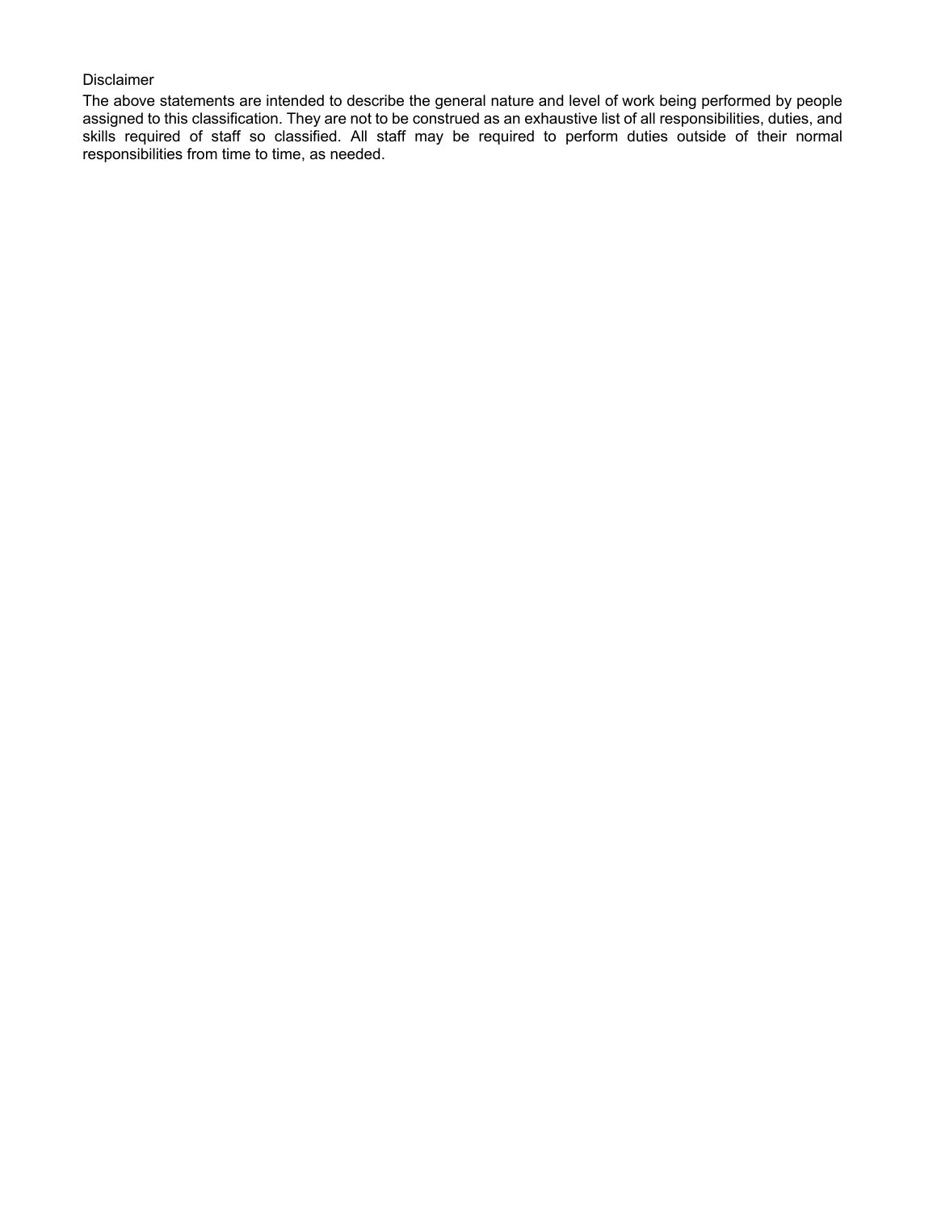Disclaimer

The above statements are intended to describe the general nature and level of work being performed by people assigned to this classification. They are not to be construed as an exhaustive list of all responsibilities, duties, and skills required of staff so classified. All staff may be required to perform duties outside of their normal responsibilities from time to time, as needed.